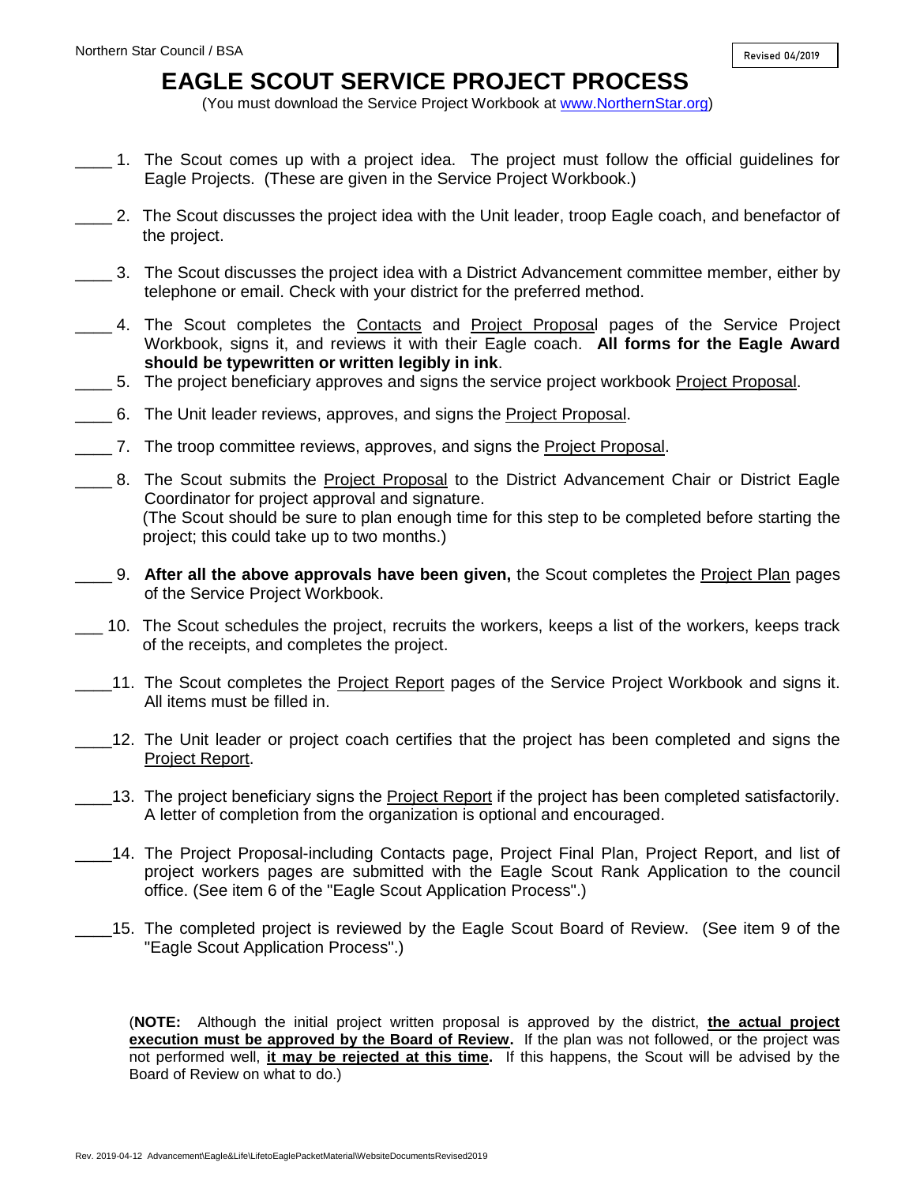Northern Star Council / BSA

Revised 04/2019

# EAGLE SCOUT SERVICE PROJECT PROCESS

(You must download the Service Project Workbook at [www.NorthernStar.org](http://www.NorthernStar.org))

____ 1. The Scout comes up with a project idea. The project must follow the official guidelines for Eagle Projects. (These are given in the Service Project Workbook.)

____ 2. The Scout discusses the project idea with the Unit leader, troop Eagle coach, and benefactor of the project.

____ 3. The Scout discusses the project idea with a District Advancement committee member, either by telephone or email. Check with your district for the preferred method.

____ 4. The Scout completes the Contacts and Project Proposal pages of the Service Project Workbook, signs it, and reviews it with their Eagle coach. **All forms for the Eagle Award should be typewritten or written legibly in ink**.

____ 5. The project beneficiary approves and signs the service project workbook Project Proposal.

____ 6. The Unit leader reviews, approves, and signs the Project Proposal.

____ 7. The troop committee reviews, approves, and signs the Project Proposal.

____ 8. The Scout submits the Project Proposal to the District Advancement Chair or District Eagle Coordinator for project approval and signature.
(The Scout should be sure to plan enough time for this step to be completed before starting the project; this could take up to two months.)

____ 9. **After all the above approvals have been given,** the Scout completes the Project Plan pages of the Service Project Workbook.

___ 10. The Scout schedules the project, recruits the workers, keeps a list of the workers, keeps track of the receipts, and completes the project.

____11. The Scout completes the Project Report pages of the Service Project Workbook and signs it. All items must be filled in.

____12. The Unit leader or project coach certifies that the project has been completed and signs the Project Report.

____13. The project beneficiary signs the Project Report if the project has been completed satisfactorily. A letter of completion from the organization is optional and encouraged.

____14. The Project Proposal-including Contacts page, Project Final Plan, Project Report, and list of project workers pages are submitted with the Eagle Scout Rank Application to the council office. (See item 6 of the "Eagle Scout Application Process".)

____15. The completed project is reviewed by the Eagle Scout Board of Review. (See item 9 of the "Eagle Scout Application Process".)

(**NOTE:** Although the initial project written proposal is approved by the district, **the actual project execution must be approved by the Board of Review.** If the plan was not followed, or the project was not performed well, **it may be rejected at this time.** If this happens, the Scout will be advised by the Board of Review on what to do.)

Rev. 2019-04-12 Advancement\Eagle&Life\LifetoEaglePacketMaterial\WebsiteDocumentsRevised2019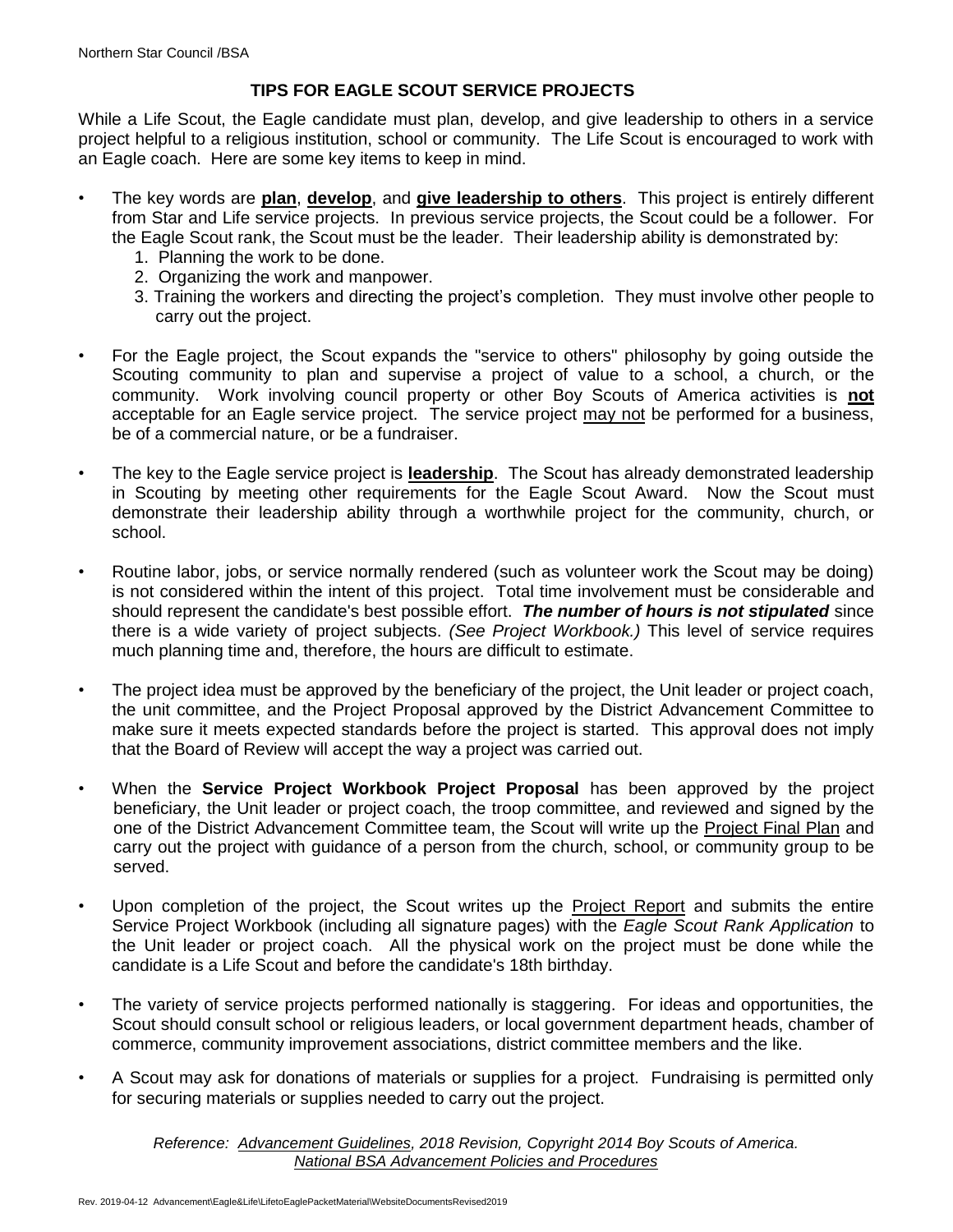Northern Star Council /BSA

## TIPS FOR EAGLE SCOUT SERVICE PROJECTS

While a Life Scout, the Eagle candidate must plan, develop, and give leadership to others in a service project helpful to a religious institution, school or community. The Life Scout is encouraged to work with an Eagle coach. Here are some key items to keep in mind.

- The key words are **plan**, **develop**, and **give leadership to others**. This project is entirely different from Star and Life service projects. In previous service projects, the Scout could be a follower. For the Eagle Scout rank, the Scout must be the leader. Their leadership ability is demonstrated by:
  1. Planning the work to be done.
  2. Organizing the work and manpower.
  3. Training the workers and directing the project's completion. They must involve other people to carry out the project.

- For the Eagle project, the Scout expands the "service to others" philosophy by going outside the Scouting community to plan and supervise a project of value to a school, a church, or the community. Work involving council property or other Boy Scouts of America activities is **not** acceptable for an Eagle service project. The service project may not be performed for a business, be of a commercial nature, or be a fundraiser.

- The key to the Eagle service project is **leadership**. The Scout has already demonstrated leadership in Scouting by meeting other requirements for the Eagle Scout Award. Now the Scout must demonstrate their leadership ability through a worthwhile project for the community, church, or school.

- Routine labor, jobs, or service normally rendered (such as volunteer work the Scout may be doing) is not considered within the intent of this project. Total time involvement must be considerable and should represent the candidate's best possible effort. ***The number of hours is not stipulated*** since there is a wide variety of project subjects. *(See Project Workbook.)* This level of service requires much planning time and, therefore, the hours are difficult to estimate.

- The project idea must be approved by the beneficiary of the project, the Unit leader or project coach, the unit committee, and the Project Proposal approved by the District Advancement Committee to make sure it meets expected standards before the project is started. This approval does not imply that the Board of Review will accept the way a project was carried out.

- When the **Service Project Workbook Project Proposal** has been approved by the project beneficiary, the Unit leader or project coach, the troop committee, and reviewed and signed by the one of the District Advancement Committee team, the Scout will write up the Project Final Plan and carry out the project with guidance of a person from the church, school, or community group to be served.

- Upon completion of the project, the Scout writes up the Project Report and submits the entire Service Project Workbook (including all signature pages) with the *Eagle Scout Rank Application* to the Unit leader or project coach. All the physical work on the project must be done while the candidate is a Life Scout and before the candidate's 18th birthday.

- The variety of service projects performed nationally is staggering. For ideas and opportunities, the Scout should consult school or religious leaders, or local government department heads, chamber of commerce, community improvement associations, district committee members and the like.

- A Scout may ask for donations of materials or supplies for a project. Fundraising is permitted only for securing materials or supplies needed to carry out the project.

*Reference: Advancement Guidelines, 2018 Revision, Copyright 2014 Boy Scouts of America.*
*National BSA Advancement Policies and Procedures*

Rev. 2019-04-12 Advancement\Eagle&Life\LifetoEaglePacketMaterial\WebsiteDocumentsRevised2019